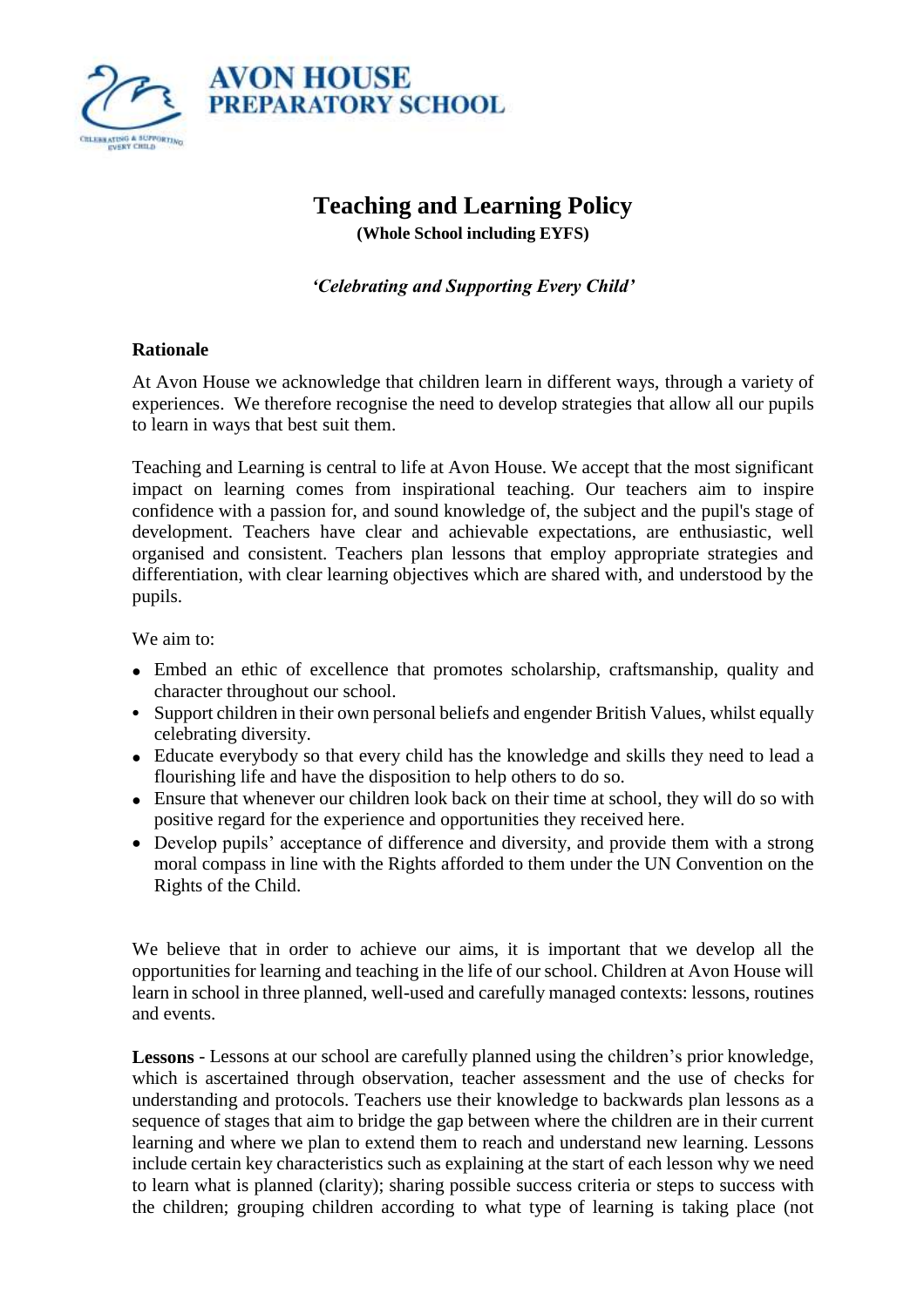AVON HOUSE PREPARATORY SCHOOL

# Teaching and Learning Policy

**(Whole School including EYFS)**

***'Celebrating and Supporting Every Child'***

## Rationale

At Avon House we acknowledge that children learn in different ways, through a variety of experiences. We therefore recognise the need to develop strategies that allow all our pupils to learn in ways that best suit them.

Teaching and Learning is central to life at Avon House. We accept that the most significant impact on learning comes from inspirational teaching. Our teachers aim to inspire confidence with a passion for, and sound knowledge of, the subject and the pupil's stage of development. Teachers have clear and achievable expectations, are enthusiastic, well organised and consistent. Teachers plan lessons that employ appropriate strategies and differentiation, with clear learning objectives which are shared with, and understood by the pupils.

We aim to:

- Embed an ethic of excellence that promotes scholarship, craftsmanship, quality and character throughout our school.
- Support children in their own personal beliefs and engender British Values, whilst equally celebrating diversity.
- Educate everybody so that every child has the knowledge and skills they need to lead a flourishing life and have the disposition to help others to do so.
- Ensure that whenever our children look back on their time at school, they will do so with positive regard for the experience and opportunities they received here.
- Develop pupils' acceptance of difference and diversity, and provide them with a strong moral compass in line with the Rights afforded to them under the UN Convention on the Rights of the Child.

We believe that in order to achieve our aims, it is important that we develop all the opportunities for learning and teaching in the life of our school. Children at Avon House will learn in school in three planned, well-used and carefully managed contexts: lessons, routines and events.

**Lessons** - Lessons at our school are carefully planned using the children's prior knowledge, which is ascertained through observation, teacher assessment and the use of checks for understanding and protocols. Teachers use their knowledge to backwards plan lessons as a sequence of stages that aim to bridge the gap between where the children are in their current learning and where we plan to extend them to reach and understand new learning. Lessons include certain key characteristics such as explaining at the start of each lesson why we need to learn what is planned (clarity); sharing possible success criteria or steps to success with the children; grouping children according to what type of learning is taking place (not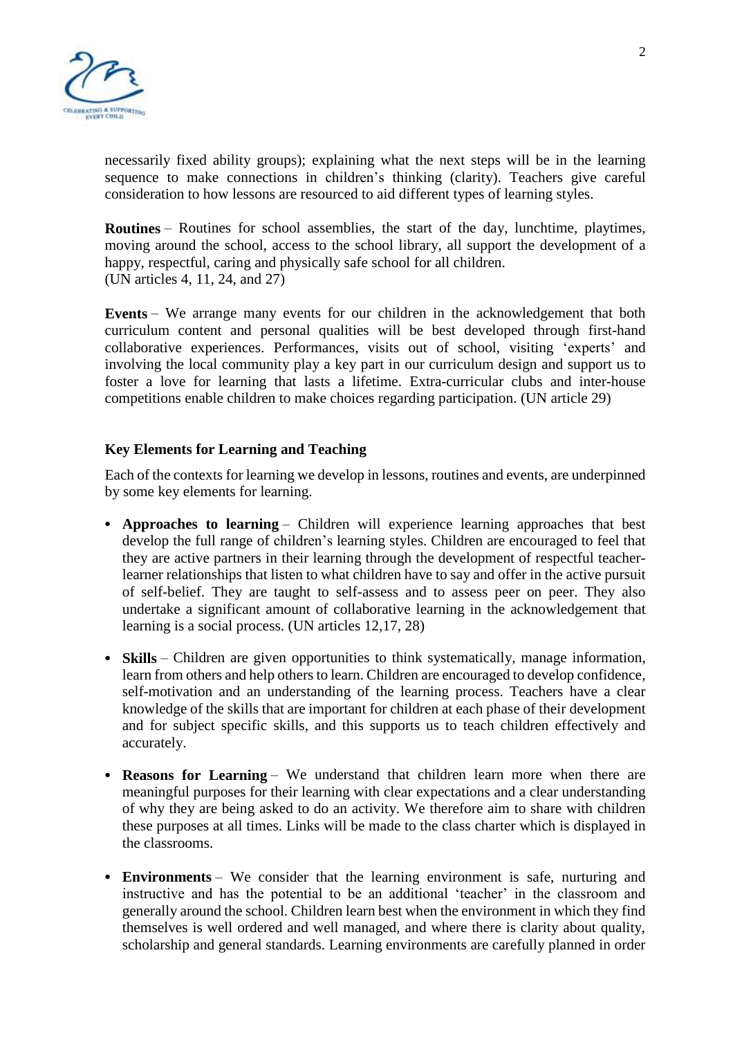necessarily fixed ability groups); explaining what the next steps will be in the learning sequence to make connections in children's thinking (clarity). Teachers give careful consideration to how lessons are resourced to aid different types of learning styles.

**Routines** – Routines for school assemblies, the start of the day, lunchtime, playtimes, moving around the school, access to the school library, all support the development of a happy, respectful, caring and physically safe school for all children.
(UN articles 4, 11, 24, and 27)

**Events** – We arrange many events for our children in the acknowledgement that both curriculum content and personal qualities will be best developed through first-hand collaborative experiences. Performances, visits out of school, visiting 'experts' and involving the local community play a key part in our curriculum design and support us to foster a love for learning that lasts a lifetime. Extra-curricular clubs and inter-house competitions enable children to make choices regarding participation. (UN article 29)

### Key Elements for Learning and Teaching

Each of the contexts for learning we develop in lessons, routines and events, are underpinned by some key elements for learning.

- **Approaches to learning** – Children will experience learning approaches that best develop the full range of children's learning styles. Children are encouraged to feel that they are active partners in their learning through the development of respectful teacher-learner relationships that listen to what children have to say and offer in the active pursuit of self-belief. They are taught to self-assess and to assess peer on peer. They also undertake a significant amount of collaborative learning in the acknowledgement that learning is a social process. (UN articles 12,17, 28)

- **Skills** – Children are given opportunities to think systematically, manage information, learn from others and help others to learn. Children are encouraged to develop confidence, self-motivation and an understanding of the learning process. Teachers have a clear knowledge of the skills that are important for children at each phase of their development and for subject specific skills, and this supports us to teach children effectively and accurately.

- **Reasons for Learning** – We understand that children learn more when there are meaningful purposes for their learning with clear expectations and a clear understanding of why they are being asked to do an activity. We therefore aim to share with children these purposes at all times. Links will be made to the class charter which is displayed in the classrooms.

- **Environments** – We consider that the learning environment is safe, nurturing and instructive and has the potential to be an additional 'teacher' in the classroom and generally around the school. Children learn best when the environment in which they find themselves is well ordered and well managed, and where there is clarity about quality, scholarship and general standards. Learning environments are carefully planned in order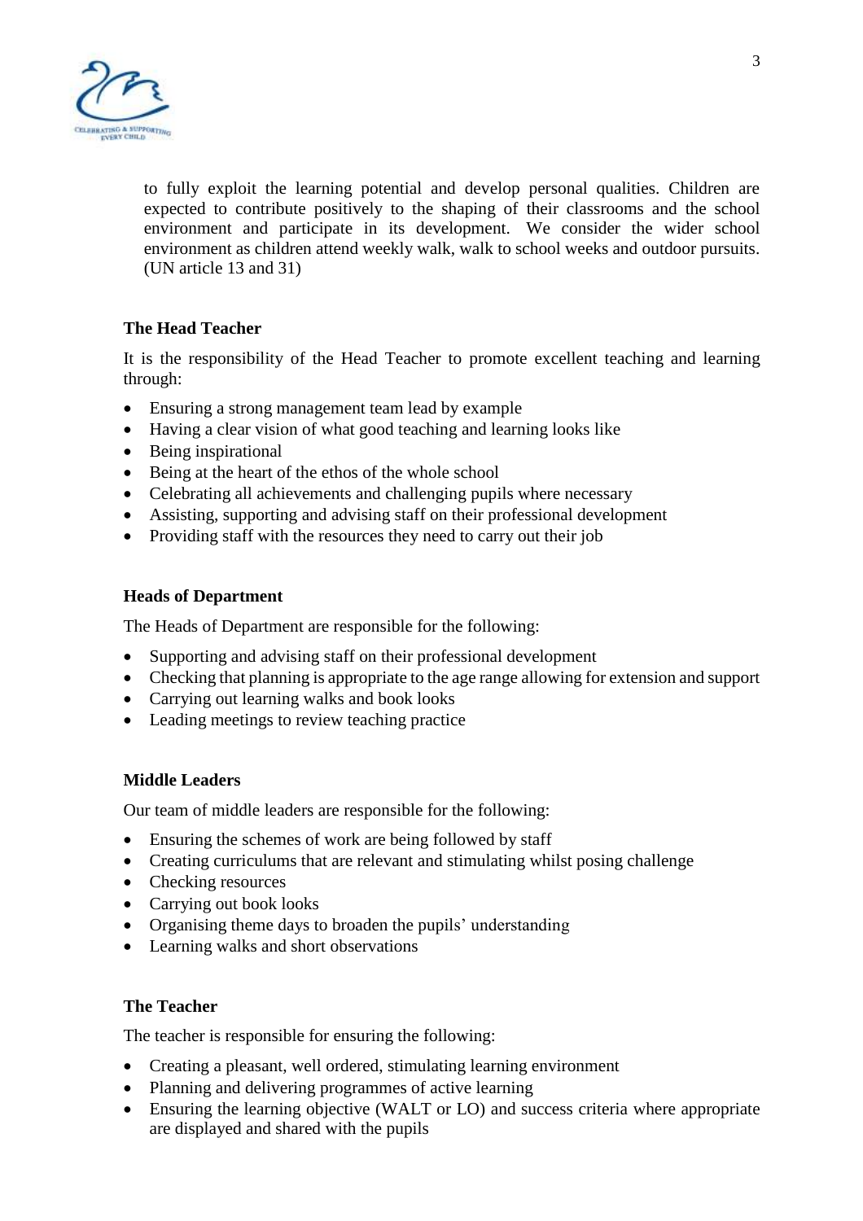to fully exploit the learning potential and develop personal qualities. Children are expected to contribute positively to the shaping of their classrooms and the school environment and participate in its development. We consider the wider school environment as children attend weekly walk, walk to school weeks and outdoor pursuits. (UN article 13 and 31)

**The Head Teacher**

It is the responsibility of the Head Teacher to promote excellent teaching and learning through:

- Ensuring a strong management team lead by example
- Having a clear vision of what good teaching and learning looks like
- Being inspirational
- Being at the heart of the ethos of the whole school
- Celebrating all achievements and challenging pupils where necessary
- Assisting, supporting and advising staff on their professional development
- Providing staff with the resources they need to carry out their job

**Heads of Department**

The Heads of Department are responsible for the following:

- Supporting and advising staff on their professional development
- Checking that planning is appropriate to the age range allowing for extension and support
- Carrying out learning walks and book looks
- Leading meetings to review teaching practice

**Middle Leaders**

Our team of middle leaders are responsible for the following:

- Ensuring the schemes of work are being followed by staff
- Creating curriculums that are relevant and stimulating whilst posing challenge
- Checking resources
- Carrying out book looks
- Organising theme days to broaden the pupils' understanding
- Learning walks and short observations

**The Teacher**

The teacher is responsible for ensuring the following:

- Creating a pleasant, well ordered, stimulating learning environment
- Planning and delivering programmes of active learning
- Ensuring the learning objective (WALT or LO) and success criteria where appropriate are displayed and shared with the pupils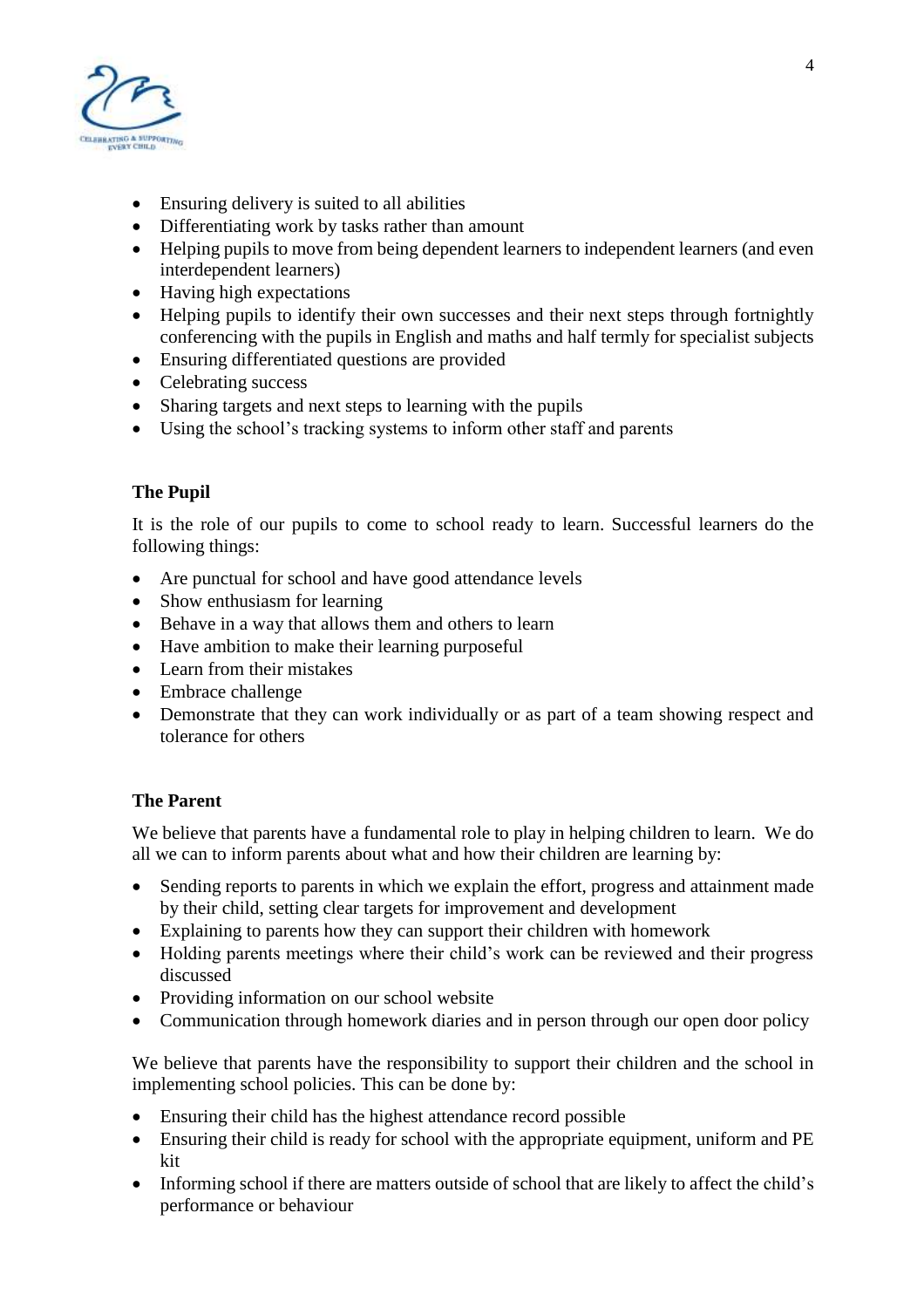- Ensuring delivery is suited to all abilities
- Differentiating work by tasks rather than amount
- Helping pupils to move from being dependent learners to independent learners (and even interdependent learners)
- Having high expectations
- Helping pupils to identify their own successes and their next steps through fortnightly conferencing with the pupils in English and maths and half termly for specialist subjects
- Ensuring differentiated questions are provided
- Celebrating success
- Sharing targets and next steps to learning with the pupils
- Using the school's tracking systems to inform other staff and parents

**The Pupil**

It is the role of our pupils to come to school ready to learn. Successful learners do the following things:

- Are punctual for school and have good attendance levels
- Show enthusiasm for learning
- Behave in a way that allows them and others to learn
- Have ambition to make their learning purposeful
- Learn from their mistakes
- Embrace challenge
- Demonstrate that they can work individually or as part of a team showing respect and tolerance for others

**The Parent**

We believe that parents have a fundamental role to play in helping children to learn. We do all we can to inform parents about what and how their children are learning by:

- Sending reports to parents in which we explain the effort, progress and attainment made by their child, setting clear targets for improvement and development
- Explaining to parents how they can support their children with homework
- Holding parents meetings where their child's work can be reviewed and their progress discussed
- Providing information on our school website
- Communication through homework diaries and in person through our open door policy

We believe that parents have the responsibility to support their children and the school in implementing school policies. This can be done by:

- Ensuring their child has the highest attendance record possible
- Ensuring their child is ready for school with the appropriate equipment, uniform and PE kit
- Informing school if there are matters outside of school that are likely to affect the child's performance or behaviour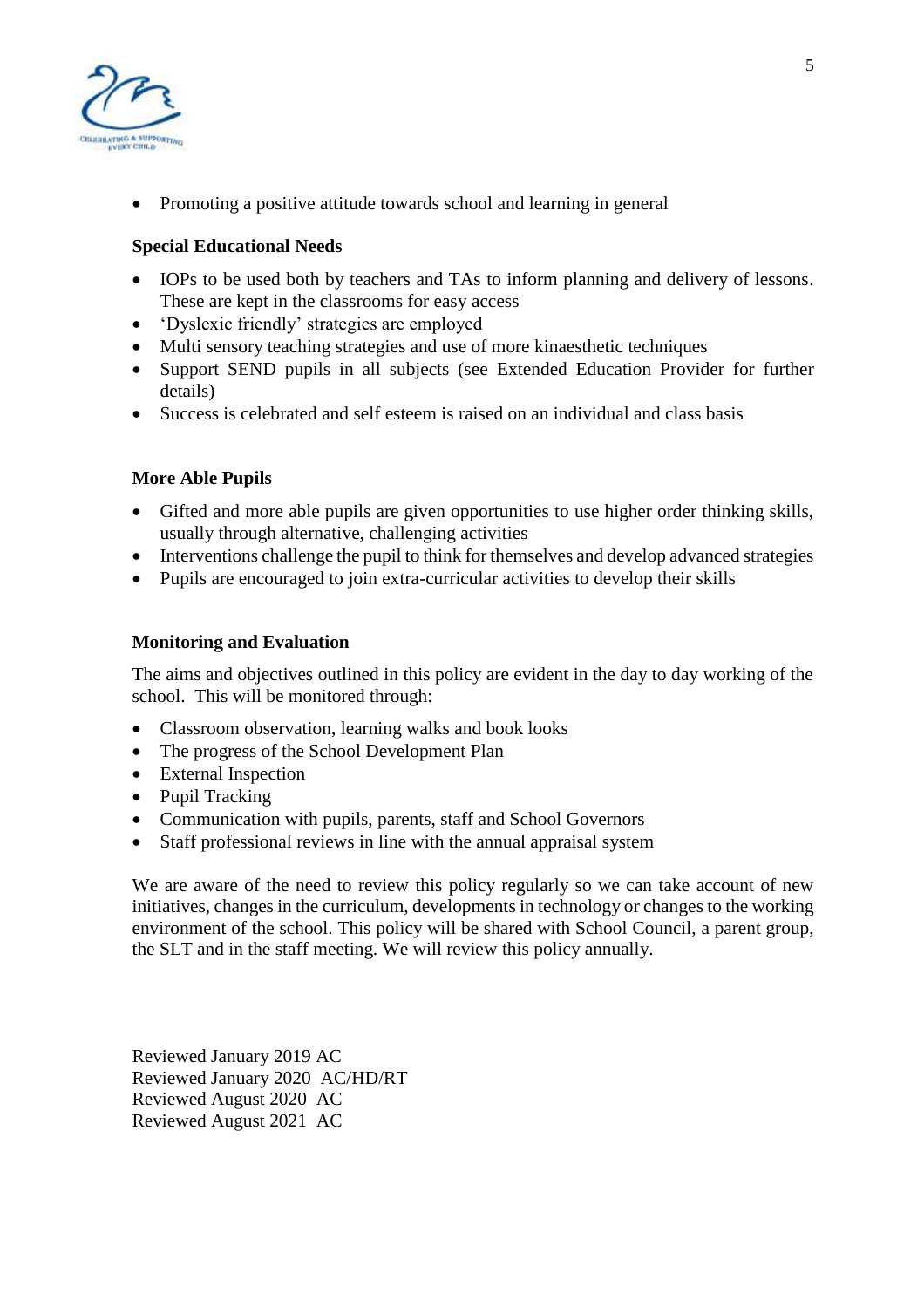- Promoting a positive attitude towards school and learning in general

**Special Educational Needs**

- IOPs to be used both by teachers and TAs to inform planning and delivery of lessons. These are kept in the classrooms for easy access
- 'Dyslexic friendly' strategies are employed
- Multi sensory teaching strategies and use of more kinaesthetic techniques
- Support SEND pupils in all subjects (see Extended Education Provider for further details)
- Success is celebrated and self esteem is raised on an individual and class basis

**More Able Pupils**

- Gifted and more able pupils are given opportunities to use higher order thinking skills, usually through alternative, challenging activities
- Interventions challenge the pupil to think for themselves and develop advanced strategies
- Pupils are encouraged to join extra-curricular activities to develop their skills

**Monitoring and Evaluation**

The aims and objectives outlined in this policy are evident in the day to day working of the school. This will be monitored through:

- Classroom observation, learning walks and book looks
- The progress of the School Development Plan
- External Inspection
- Pupil Tracking
- Communication with pupils, parents, staff and School Governors
- Staff professional reviews in line with the annual appraisal system

We are aware of the need to review this policy regularly so we can take account of new initiatives, changes in the curriculum, developments in technology or changes to the working environment of the school. This policy will be shared with School Council, a parent group, the SLT and in the staff meeting. We will review this policy annually.

Reviewed January 2019 AC
Reviewed January 2020 AC/HD/RT
Reviewed August 2020 AC
Reviewed August 2021 AC